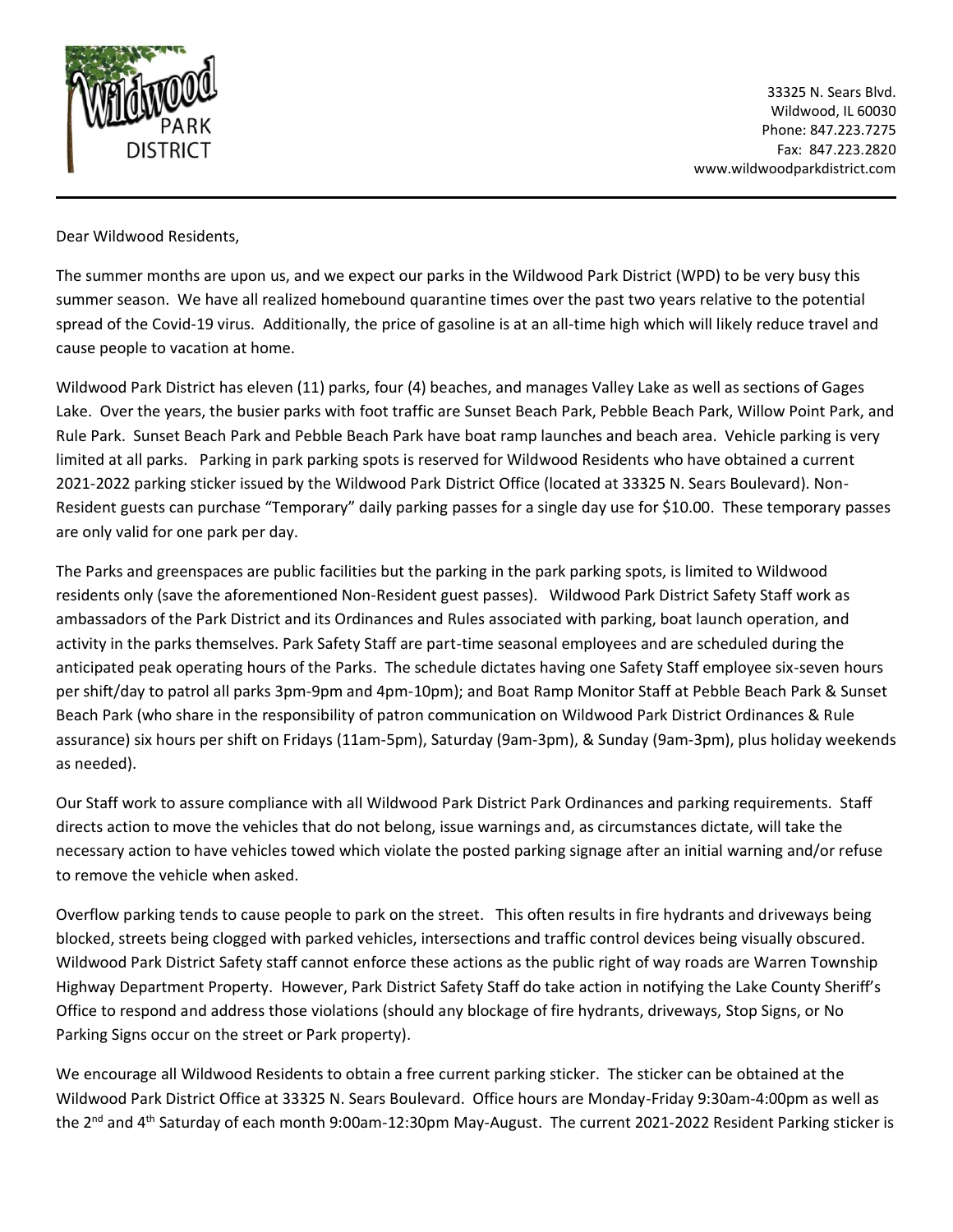33325 N. Sears Blvd.
Wildwood, IL 60030
Phone: 847.223.7275
Fax: 847.223.2820
www.wildwoodparkdistrict.com

Dear Wildwood Residents,

The summer months are upon us, and we expect our parks in the Wildwood Park District (WPD) to be very busy this summer season. We have all realized homebound quarantine times over the past two years relative to the potential spread of the Covid-19 virus. Additionally, the price of gasoline is at an all-time high which will likely reduce travel and cause people to vacation at home.

Wildwood Park District has eleven (11) parks, four (4) beaches, and manages Valley Lake as well as sections of Gages Lake. Over the years, the busier parks with foot traffic are Sunset Beach Park, Pebble Beach Park, Willow Point Park, and Rule Park. Sunset Beach Park and Pebble Beach Park have boat ramp launches and beach area. Vehicle parking is very limited at all parks. Parking in park parking spots is reserved for Wildwood Residents who have obtained a current 2021-2022 parking sticker issued by the Wildwood Park District Office (located at 33325 N. Sears Boulevard). Non-Resident guests can purchase "Temporary" daily parking passes for a single day use for $10.00. These temporary passes are only valid for one park per day.

The Parks and greenspaces are public facilities but the parking in the park parking spots, is limited to Wildwood residents only (save the aforementioned Non-Resident guest passes). Wildwood Park District Safety Staff work as ambassadors of the Park District and its Ordinances and Rules associated with parking, boat launch operation, and activity in the parks themselves. Park Safety Staff are part-time seasonal employees and are scheduled during the anticipated peak operating hours of the Parks. The schedule dictates having one Safety Staff employee six-seven hours per shift/day to patrol all parks 3pm-9pm and 4pm-10pm); and Boat Ramp Monitor Staff at Pebble Beach Park & Sunset Beach Park (who share in the responsibility of patron communication on Wildwood Park District Ordinances & Rule assurance) six hours per shift on Fridays (11am-5pm), Saturday (9am-3pm), & Sunday (9am-3pm), plus holiday weekends as needed).

Our Staff work to assure compliance with all Wildwood Park District Park Ordinances and parking requirements. Staff directs action to move the vehicles that do not belong, issue warnings and, as circumstances dictate, will take the necessary action to have vehicles towed which violate the posted parking signage after an initial warning and/or refuse to remove the vehicle when asked.

Overflow parking tends to cause people to park on the street. This often results in fire hydrants and driveways being blocked, streets being clogged with parked vehicles, intersections and traffic control devices being visually obscured. Wildwood Park District Safety staff cannot enforce these actions as the public right of way roads are Warren Township Highway Department Property. However, Park District Safety Staff do take action in notifying the Lake County Sheriff's Office to respond and address those violations (should any blockage of fire hydrants, driveways, Stop Signs, or No Parking Signs occur on the street or Park property).

We encourage all Wildwood Residents to obtain a free current parking sticker. The sticker can be obtained at the Wildwood Park District Office at 33325 N. Sears Boulevard. Office hours are Monday-Friday 9:30am-4:00pm as well as the 2nd and 4th Saturday of each month 9:00am-12:30pm May-August. The current 2021-2022 Resident Parking sticker is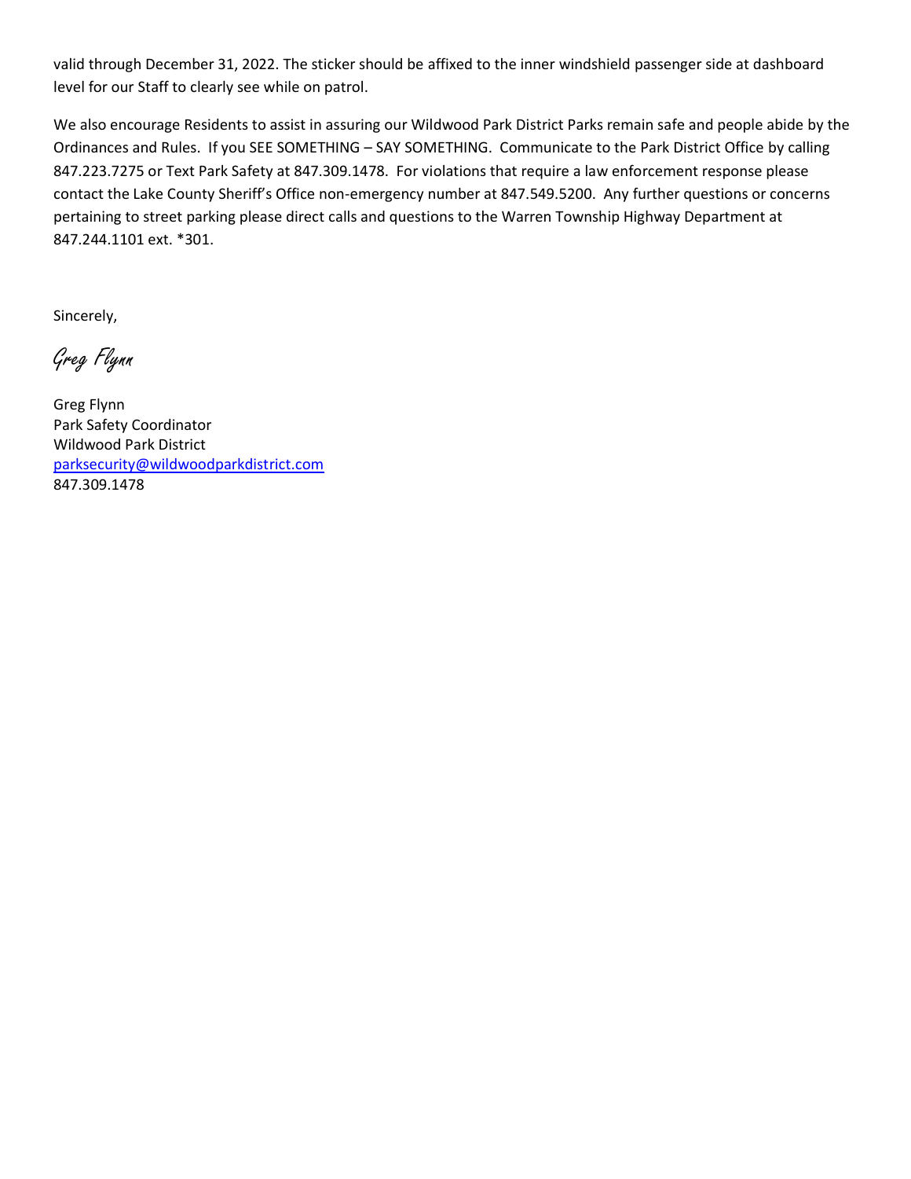valid through December 31, 2022. The sticker should be affixed to the inner windshield passenger side at dashboard level for our Staff to clearly see while on patrol.

We also encourage Residents to assist in assuring our Wildwood Park District Parks remain safe and people abide by the Ordinances and Rules. If you SEE SOMETHING – SAY SOMETHING. Communicate to the Park District Office by calling 847.223.7275 or Text Park Safety at 847.309.1478. For violations that require a law enforcement response please contact the Lake County Sheriff's Office non-emergency number at 847.549.5200. Any further questions or concerns pertaining to street parking please direct calls and questions to the Warren Township Highway Department at 847.244.1101 ext. *301.

Sincerely,

*Greg Flynn*

Greg Flynn
Park Safety Coordinator
Wildwood Park District
parksecurity@wildwoodparkdistrict.com
847.309.1478